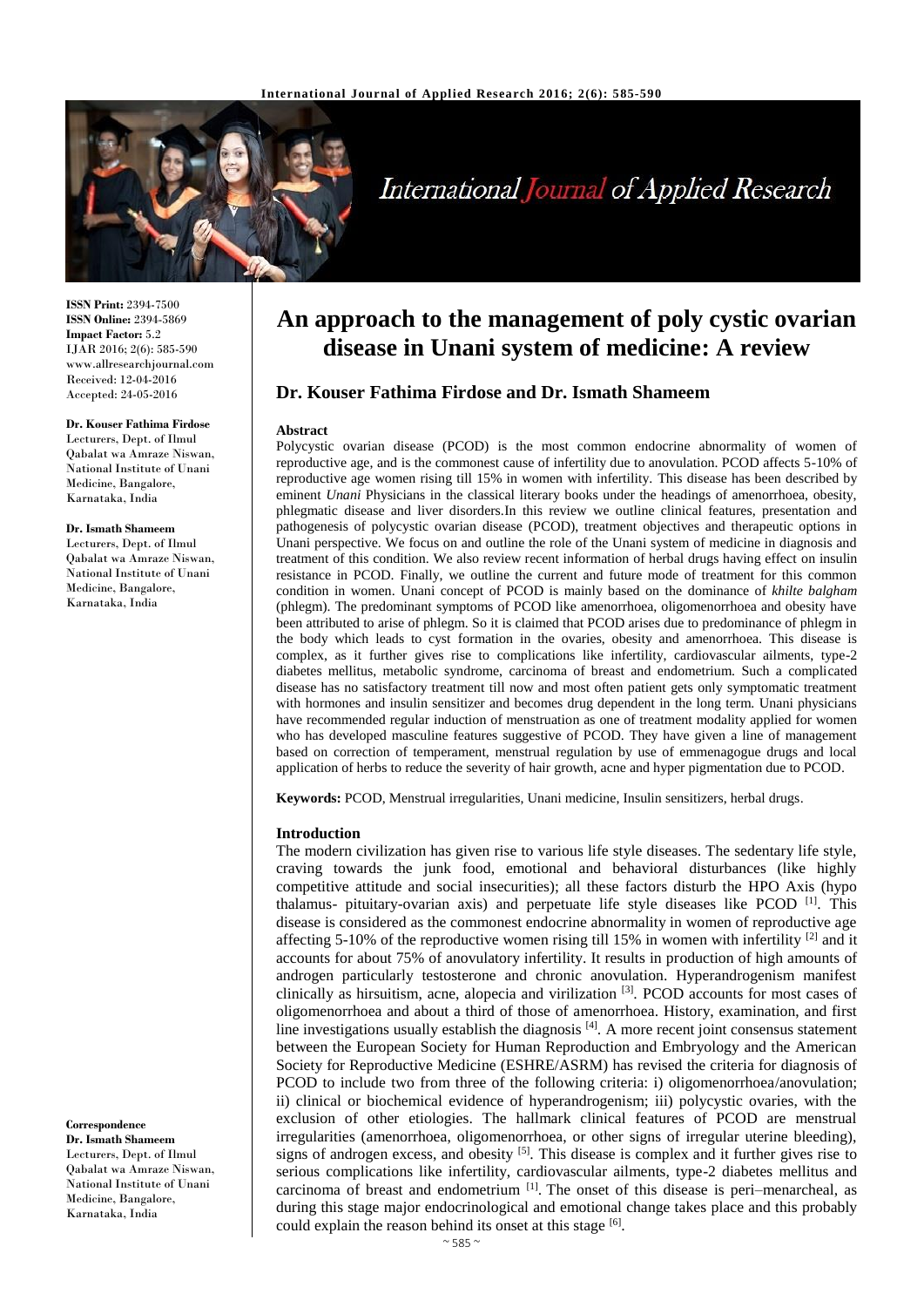# An approach to the management of poly cystic ovarian disease in Unani system of medicine: A review

## Dr. Kouser Fathima Firdose and Dr. Ismath Shameem

**ISSN Print:** 2394-7500
**ISSN Online:** 2394-5869
**Impact Factor:** 5.2
IJAR 2016; 2(6): 585-590
www.allresearchjournal.com
Received: 12-04-2016
Accepted: 24-05-2016

**Dr. Kouser Fathima Firdose**
Lecturers, Dept. of Ilmul Qabalat wa Amraze Niswan, National Institute of Unani Medicine, Bangalore, Karnataka, India

**Dr. Ismath Shameem**
Lecturers, Dept. of Ilmul Qabalat wa Amraze Niswan, National Institute of Unani Medicine, Bangalore, Karnataka, India

**Correspondence**
**Dr. Ismath Shameem**
Lecturers, Dept. of Ilmul Qabalat wa Amraze Niswan, National Institute of Unani Medicine, Bangalore, Karnataka, India

### Abstract

Polycystic ovarian disease (PCOD) is the most common endocrine abnormality of women of reproductive age, and is the commonest cause of infertility due to anovulation. PCOD affects 5-10% of reproductive age women rising till 15% in women with infertility. This disease has been described by eminent *Unani* Physicians in the classical literary books under the headings of amenorrhoea, obesity, phlegmatic disease and liver disorders.In this review we outline clinical features, presentation and pathogenesis of polycystic ovarian disease (PCOD), treatment objectives and therapeutic options in Unani perspective. We focus on and outline the role of the Unani system of medicine in diagnosis and treatment of this condition. We also review recent information of herbal drugs having effect on insulin resistance in PCOD. Finally, we outline the current and future mode of treatment for this common condition in women. Unani concept of PCOD is mainly based on the dominance of *khilte balgham* (phlegm). The predominant symptoms of PCOD like amenorrhoea, oligomenorrhoea and obesity have been attributed to arise of phlegm. So it is claimed that PCOD arises due to predominance of phlegm in the body which leads to cyst formation in the ovaries, obesity and amenorrhoea. This disease is complex, as it further gives rise to complications like infertility, cardiovascular ailments, type-2 diabetes mellitus, metabolic syndrome, carcinoma of breast and endometrium. Such a complicated disease has no satisfactory treatment till now and most often patient gets only symptomatic treatment with hormones and insulin sensitizer and becomes drug dependent in the long term. Unani physicians have recommended regular induction of menstruation as one of treatment modality applied for women who has developed masculine features suggestive of PCOD. They have given a line of management based on correction of temperament, menstrual regulation by use of emmenagogue drugs and local application of herbs to reduce the severity of hair growth, acne and hyper pigmentation due to PCOD.

**Keywords:** PCOD, Menstrual irregularities, Unani medicine, Insulin sensitizers, herbal drugs.

### Introduction

The modern civilization has given rise to various life style diseases. The sedentary life style, craving towards the junk food, emotional and behavioral disturbances (like highly competitive attitude and social insecurities); all these factors disturb the HPO Axis (hypo thalamus- pituitary-ovarian axis) and perpetuate life style diseases like PCOD [1]. This disease is considered as the commonest endocrine abnormality in women of reproductive age affecting 5-10% of the reproductive women rising till 15% in women with infertility [2] and it accounts for about 75% of anovulatory infertility. It results in production of high amounts of androgen particularly testosterone and chronic anovulation. Hyperandrogenism manifest clinically as hirsuitism, acne, alopecia and virilization [3]. PCOD accounts for most cases of oligomenorrhoea and about a third of those of amenorrhoea. History, examination, and first line investigations usually establish the diagnosis [4]. A more recent joint consensus statement between the European Society for Human Reproduction and Embryology and the American Society for Reproductive Medicine (ESHRE/ASRM) has revised the criteria for diagnosis of PCOD to include two from three of the following criteria: i) oligomenorrhoea/anovulation; ii) clinical or biochemical evidence of hyperandrogenism; iii) polycystic ovaries, with the exclusion of other etiologies. The hallmark clinical features of PCOD are menstrual irregularities (amenorrhoea, oligomenorrhoea, or other signs of irregular uterine bleeding), signs of androgen excess, and obesity [5]. This disease is complex and it further gives rise to serious complications like infertility, cardiovascular ailments, type-2 diabetes mellitus and carcinoma of breast and endometrium [1]. The onset of this disease is peri–menarcheal, as during this stage major endocrinological and emotional change takes place and this probably could explain the reason behind its onset at this stage [6].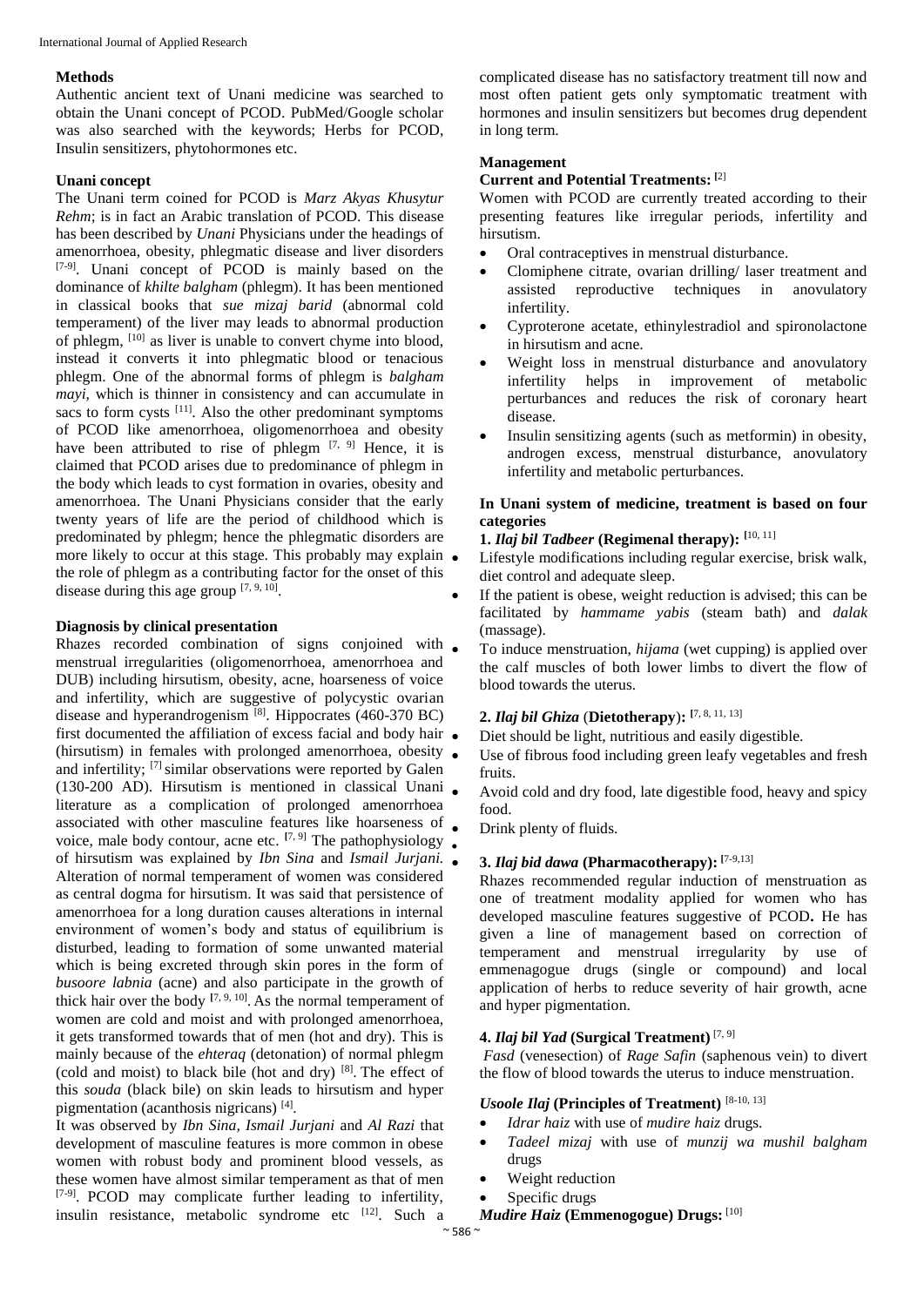### Methods

Authentic ancient text of Unani medicine was searched to obtain the Unani concept of PCOD. PubMed/Google scholar was also searched with the keywords; Herbs for PCOD, Insulin sensitizers, phytohormones etc.

### Unani concept

The Unani term coined for PCOD is *Marz Akyas Khusytur Rehm*; is in fact an Arabic translation of PCOD. This disease has been described by *Unani* Physicians under the headings of amenorrhoea, obesity, phlegmatic disease and liver disorders [7-9]. Unani concept of PCOD is mainly based on the dominance of *khilte balgham* (phlegm). It has been mentioned in classical books that *sue mizaj barid* (abnormal cold temperament) of the liver may leads to abnormal production of phlegm, [10] as liver is unable to convert chyme into blood, instead it converts it into phlegmatic blood or tenacious phlegm. One of the abnormal forms of phlegm is *balgham mayi,* which is thinner in consistency and can accumulate in sacs to form cysts [11]. Also the other predominant symptoms of PCOD like amenorrhoea, oligomenorrhoea and obesity have been attributed to rise of phlegm [7, 9] Hence, it is claimed that PCOD arises due to predominance of phlegm in the body which leads to cyst formation in ovaries, obesity and amenorrhoea. The Unani Physicians consider that the early twenty years of life are the period of childhood which is predominated by phlegm; hence the phlegmatic disorders are more likely to occur at this stage. This probably may explain the role of phlegm as a contributing factor for the onset of this disease during this age group [7, 9, 10].

### Diagnosis by clinical presentation

Rhazes recorded combination of signs conjoined with menstrual irregularities (oligomenorrhoea, amenorrhoea and DUB) including hirsutism, obesity, acne, hoarseness of voice and infertility, which are suggestive of polycystic ovarian disease and hyperandrogenism [8]. Hippocrates (460-370 BC) first documented the affiliation of excess facial and body hair (hirsutism) in females with prolonged amenorrhoea, obesity and infertility; [7] similar observations were reported by Galen (130-200 AD). Hirsutism is mentioned in classical Unani literature as a complication of prolonged amenorrhoea associated with other masculine features like hoarseness of voice, male body contour, acne etc. [7, 9] The pathophysiology of hirsutism was explained by *Ibn Sina* and *Ismail Jurjani.* Alteration of normal temperament of women was considered as central dogma for hirsutism. It was said that persistence of amenorrhoea for a long duration causes alterations in internal environment of women's body and status of equilibrium is disturbed, leading to formation of some unwanted material which is being excreted through skin pores in the form of *busoore labnia* (acne) and also participate in the growth of thick hair over the body [7, 9, 10]. As the normal temperament of women are cold and moist and with prolonged amenorrhoea, it gets transformed towards that of men (hot and dry). This is mainly because of the *ehteraq* (detonation) of normal phlegm (cold and moist) to black bile (hot and dry) [8]. The effect of this *souda* (black bile) on skin leads to hirsutism and hyper pigmentation (acanthosis nigricans) [4].

It was observed by *Ibn Sina, Ismail Jurjani* and *Al Razi* that development of masculine features is more common in obese women with robust body and prominent blood vessels, as these women have almost similar temperament as that of men [7-9]. PCOD may complicate further leading to infertility, insulin resistance, metabolic syndrome etc [12]. Such a complicated disease has no satisfactory treatment till now and most often patient gets only symptomatic treatment with hormones and insulin sensitizers but becomes drug dependent in long term.

### Management

**Current and Potential Treatments:** [2]

Women with PCOD are currently treated according to their presenting features like irregular periods, infertility and hirsutism.

- Oral contraceptives in menstrual disturbance.
- Clomiphene citrate, ovarian drilling/ laser treatment and assisted reproductive techniques in anovulatory infertility.
- Cyproterone acetate, ethinylestradiol and spironolactone in hirsutism and acne.
- Weight loss in menstrual disturbance and anovulatory infertility helps in improvement of metabolic perturbances and reduces the risk of coronary heart disease.
- Insulin sensitizing agents (such as metformin) in obesity, androgen excess, menstrual disturbance, anovulatory infertility and metabolic perturbances.

**In Unani system of medicine, treatment is based on four categories**

**1. *Ilaj bil Tadbeer* (Regimenal therapy):** [10, 11]

- Lifestyle modifications including regular exercise, brisk walk, diet control and adequate sleep.
- If the patient is obese, weight reduction is advised; this can be facilitated by *hammame yabis* (steam bath) and *dalak* (massage).
- To induce menstruation, *hijama* (wet cupping) is applied over the calf muscles of both lower limbs to divert the flow of blood towards the uterus.

**2. *Ilaj bil Ghiza* (Dietotherapy):** [7, 8, 11, 13]

- Diet should be light, nutritious and easily digestible.
- Use of fibrous food including green leafy vegetables and fresh fruits.
- Avoid cold and dry food, late digestible food, heavy and spicy food.
- Drink plenty of fluids.

**3. *Ilaj bid dawa* (Pharmacotherapy):** [7-9,13]

Rhazes recommended regular induction of menstruation as one of treatment modality applied for women who has developed masculine features suggestive of PCOD**.** He has given a line of management based on correction of temperament and menstrual irregularity by use of emmenagogue drugs (single or compound) and local application of herbs to reduce severity of hair growth, acne and hyper pigmentation.

**4. *Ilaj bil Yad* (Surgical Treatment)** [7, 9]

*Fasd* (venesection) of *Rage Safin* (saphenous vein) to divert the flow of blood towards the uterus to induce menstruation.

***Usoole Ilaj* (Principles of Treatment)** [8-10, 13]

- *Idrar haiz* with use of *mudire haiz* drugs.
- *Tadeel mizaj* with use of *munzij wa mushil balgham* drugs
- Weight reduction
- Specific drugs

***Mudire Haiz* (Emmenogogue) Drugs:** [10]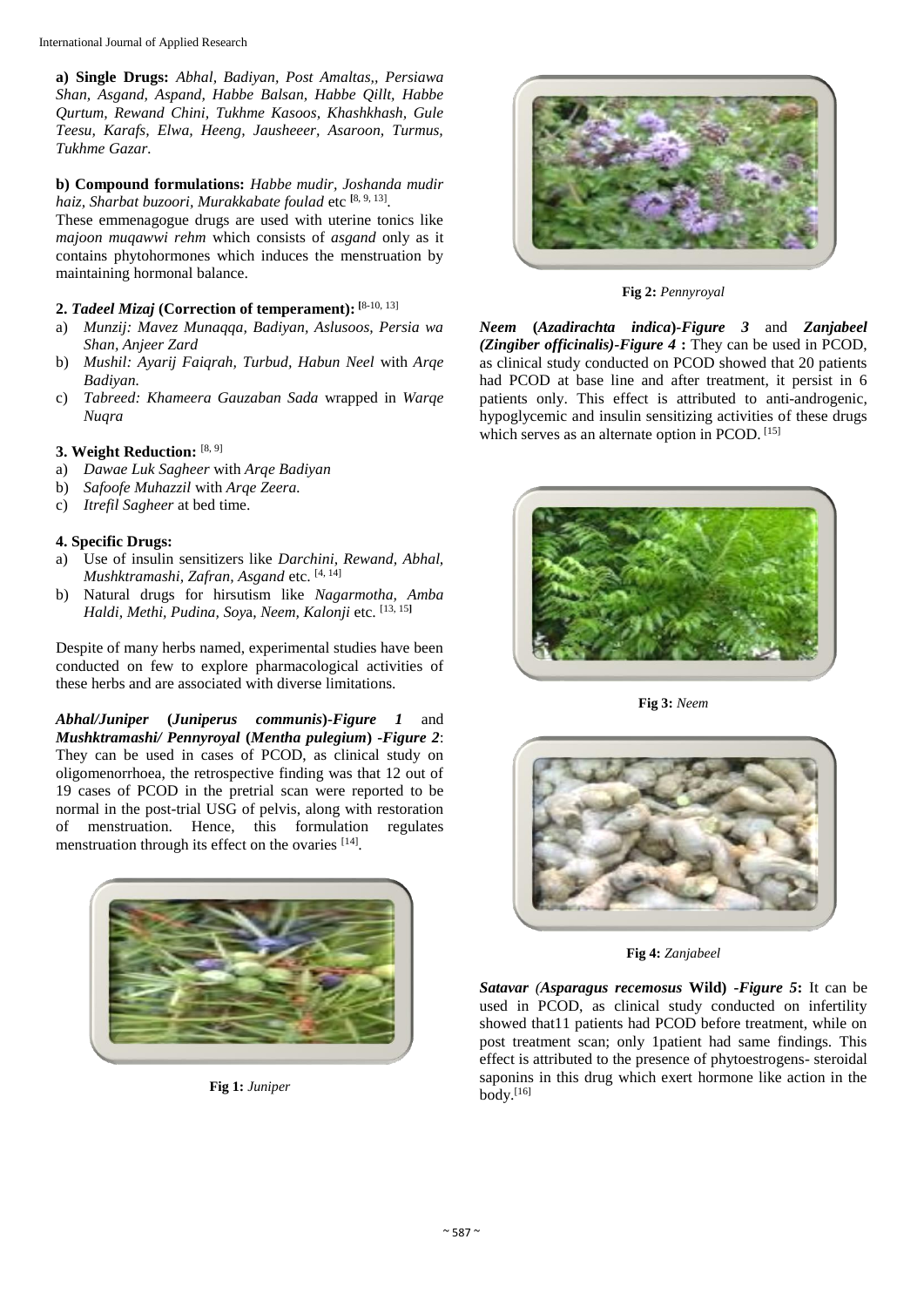**a) Single Drugs:** *Abhal, Badiyan, Post Amaltas,, Persiawa Shan, Asgand, Aspand, Habbe Balsan, Habbe Qillt, Habbe Qurtum, Rewand Chini, Tukhme Kasoos, Khashkhash, Gule Teesu, Karafs, Elwa, Heeng, Jausheeer, Asaroon, Turmus, Tukhme Gazar.*

**b) Compound formulations:** *Habbe mudir, Joshanda mudir haiz, Sharbat buzoori, Murakkabate foulad* etc [8, 9, 13].

These emmenagogue drugs are used with uterine tonics like *majoon muqawwi rehm* which consists of *asgand* only as it contains phytohormones which induces the menstruation by maintaining hormonal balance.

**2. *Tadeel Mizaj* (Correction of temperament):** [8-10, 13]

a) *Munzij: Mavez Munaqqa, Badiyan, Aslusoos, Persia wa Shan, Anjeer Zard*
b) *Mushil: Ayarij Faiqrah, Turbud, Habun Neel* with *Arqe Badiyan.*
c) *Tabreed: Khameera Gauzaban Sada* wrapped in *Warqe Nuqra*

**3. Weight Reduction:** [8, 9]

a) *Dawae Luk Sagheer* with *Arqe Badiyan*
b) *Safoofe Muhazzil* with *Arqe Zeera.*
c) *Itrefil Sagheer* at bed time.

**4. Specific Drugs:**

a) Use of insulin sensitizers like *Darchini, Rewand, Abhal, Mushktramashi, Zafran, Asgand* etc. [4, 14]
b) Natural drugs for hirsutism like *Nagarmotha, Amba Haldi, Methi, Pudina, Soy*a, *Neem, Kalonji* etc. [13, 15]

Despite of many herbs named, experimental studies have been conducted on few to explore pharmacological activities of these herbs and are associated with diverse limitations.

***Abhal/Juniper* (*Juniperus communis*)*-Figure 1*** and ***Mushktramashi/ Pennyroyal* (*Mentha pulegium*) *-Figure 2***: They can be used in cases of PCOD, as clinical study on oligomenorrhoea, the retrospective finding was that 12 out of 19 cases of PCOD in the pretrial scan were reported to be normal in the post-trial USG of pelvis, along with restoration of menstruation. Hence, this formulation regulates menstruation through its effect on the ovaries [14].

**Fig 1:** *Juniper*

**Fig 2:** *Pennyroyal*

***Neem* (*Azadirachta indica*)*-Figure 3*** and ***Zanjabeel (Zingiber officinalis)-Figure 4* :** They can be used in PCOD, as clinical study conducted on PCOD showed that 20 patients had PCOD at base line and after treatment, it persist in 6 patients only. This effect is attributed to anti-androgenic, hypoglycemic and insulin sensitizing activities of these drugs which serves as an alternate option in PCOD. [15]

**Fig 3:** *Neem*

**Fig 4:** *Zanjabeel*

***Satavar (Asparagus recemosus* Wild) *-Figure 5*:** It can be used in PCOD, as clinical study conducted on infertility showed that11 patients had PCOD before treatment, while on post treatment scan; only 1patient had same findings. This effect is attributed to the presence of phytoestrogens- steroidal saponins in this drug which exert hormone like action in the body.[16]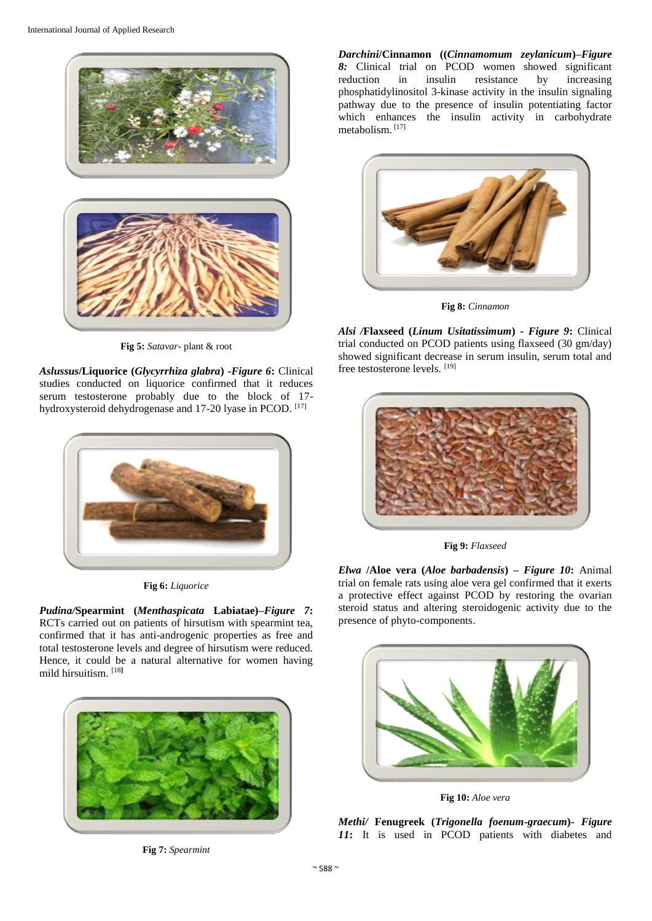**Fig 5:** *Satavar*- plant & root

***Aslussus*/Liquorice (*Glycyrrhiza glabra*) -*Figure 6*:** Clinical studies conducted on liquorice confirmed that it reduces serum testosterone probably due to the block of 17-hydroxysteroid dehydrogenase and 17-20 lyase in PCOD. [17]

**Fig 6:** *Liquorice*

***Pudina/*Spearmint (*Menthaspicata* Labiatae)–*Figure 7*:** RCTs carried out on patients of hirsutism with spearmint tea, confirmed that it has anti-androgenic properties as free and total testosterone levels and degree of hirsutism were reduced. Hence, it could be a natural alternative for women having mild hirsuitism. [18]

**Fig 7:** *Spearmint*

***Darchini*/Cinnamon ((*Cinnamomum zeylanicum*)–*Figure 8:*** Clinical trial on PCOD women showed significant reduction in insulin resistance by increasing phosphatidylinositol 3-kinase activity in the insulin signaling pathway due to the presence of insulin potentiating factor which enhances the insulin activity in carbohydrate metabolism. [17]

**Fig 8:** *Cinnamon*

***Alsi /*Flaxseed (*Linum Usitatissimum*) - *Figure 9*:** Clinical trial conducted on PCOD patients using flaxseed (30 gm/day) showed significant decrease in serum insulin, serum total and free testosterone levels. [19]

**Fig 9:** *Flaxseed*

***Elwa* /Aloe vera (*Aloe barbadensis*) – *Figure 10*:** Animal trial on female rats using aloe vera gel confirmed that it exerts a protective effect against PCOD by restoring the ovarian steroid status and altering steroidogenic activity due to the presence of phyto-components.

**Fig 10:** *Aloe vera*

***Methi/* Fenugreek (*Trigonella foenum-graecum*)- *Figure 11*:** It is used in PCOD patients with diabetes and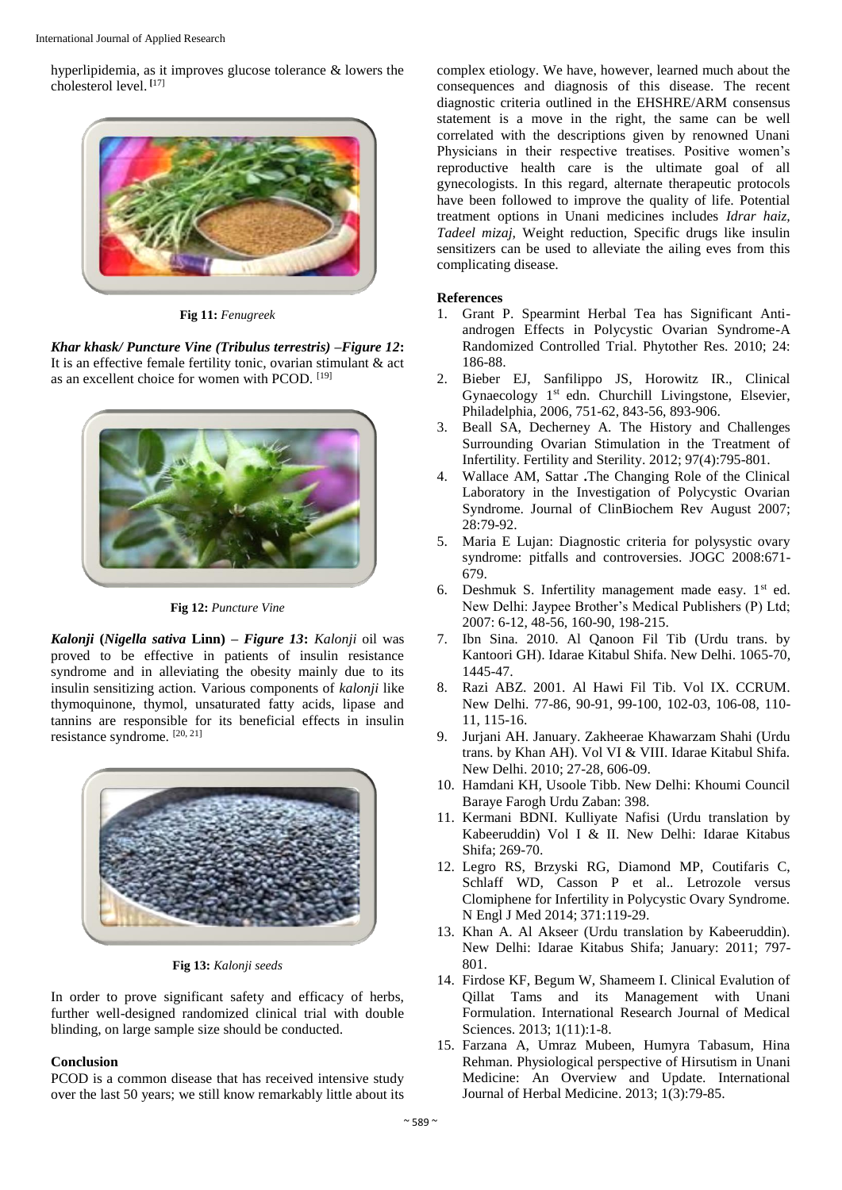hyperlipidemia, as it improves glucose tolerance & lowers the cholesterol level. [17]

**Fig 11:** *Fenugreek*

***Khar khask/ Puncture Vine (Tribulus terrestris) –Figure 12*:** It is an effective female fertility tonic, ovarian stimulant & act as an excellent choice for women with PCOD. [19]

**Fig 12:** *Puncture Vine*

***Kalonji* (*Nigella sativa* Linn) – *Figure 13*:** *Kalonji* oil was proved to be effective in patients of insulin resistance syndrome and in alleviating the obesity mainly due to its insulin sensitizing action. Various components of *kalonji* like thymoquinone, thymol, unsaturated fatty acids, lipase and tannins are responsible for its beneficial effects in insulin resistance syndrome. [20, 21]

**Fig 13:** *Kalonji seeds*

In order to prove significant safety and efficacy of herbs, further well-designed randomized clinical trial with double blinding, on large sample size should be conducted.

## Conclusion

PCOD is a common disease that has received intensive study over the last 50 years; we still know remarkably little about its complex etiology. We have, however, learned much about the consequences and diagnosis of this disease. The recent diagnostic criteria outlined in the EHSHRE/ARM consensus statement is a move in the right, the same can be well correlated with the descriptions given by renowned Unani Physicians in their respective treatises. Positive women's reproductive health care is the ultimate goal of all gynecologists. In this regard, alternate therapeutic protocols have been followed to improve the quality of life. Potential treatment options in Unani medicines includes *Idrar haiz, Tadeel mizaj,* Weight reduction, Specific drugs like insulin sensitizers can be used to alleviate the ailing eves from this complicating disease.

## References

1. Grant P. Spearmint Herbal Tea has Significant Anti-androgen Effects in Polycystic Ovarian Syndrome-A Randomized Controlled Trial. Phytother Res. 2010; 24: 186-88.
2. Bieber EJ, Sanfilippo JS, Horowitz IR., Clinical Gynaecology 1st edn. Churchill Livingstone, Elsevier, Philadelphia, 2006, 751-62, 843-56, 893-906.
3. Beall SA, Decherney A. The History and Challenges Surrounding Ovarian Stimulation in the Treatment of Infertility. Fertility and Sterility. 2012; 97(4):795-801.
4. Wallace AM, Sattar .The Changing Role of the Clinical Laboratory in the Investigation of Polycystic Ovarian Syndrome. Journal of ClinBiochem Rev August 2007; 28:79-92.
5. Maria E Lujan: Diagnostic criteria for polysystic ovary syndrome: pitfalls and controversies. JOGC 2008:671-679.
6. Deshmuk S. Infertility management made easy. 1st ed. New Delhi: Jaypee Brother's Medical Publishers (P) Ltd; 2007: 6-12, 48-56, 160-90, 198-215.
7. Ibn Sina. 2010. Al Qanoon Fil Tib (Urdu trans. by Kantoori GH). Idarae Kitabul Shifa. New Delhi. 1065-70, 1445-47.
8. Razi ABZ. 2001. Al Hawi Fil Tib. Vol IX. CCRUM. New Delhi. 77-86, 90-91, 99-100, 102-03, 106-08, 110-11, 115-16.
9. Jurjani AH. January. Zakheerae Khawarzam Shahi (Urdu trans. by Khan AH). Vol VI & VIII. Idarae Kitabul Shifa. New Delhi. 2010; 27-28, 606-09.
10. Hamdani KH, Usoole Tibb. New Delhi: Khoumi Council Baraye Farogh Urdu Zaban: 398.
11. Kermani BDNI. Kulliyate Nafisi (Urdu translation by Kabeeruddin) Vol I & II. New Delhi: Idarae Kitabus Shifa; 269-70.
12. Legro RS, Brzyski RG, Diamond MP, Coutifaris C, Schlaff WD, Casson P et al.. Letrozole versus Clomiphene for Infertility in Polycystic Ovary Syndrome. N Engl J Med 2014; 371:119-29.
13. Khan A. Al Akseer (Urdu translation by Kabeeruddin). New Delhi: Idarae Kitabus Shifa; January: 2011; 797-801.
14. Firdose KF, Begum W, Shameem I. Clinical Evalution of Qillat Tams and its Management with Unani Formulation. International Research Journal of Medical Sciences. 2013; 1(11):1-8.
15. Farzana A, Umraz Mubeen, Humyra Tabasum, Hina Rehman. Physiological perspective of Hirsutism in Unani Medicine: An Overview and Update. International Journal of Herbal Medicine. 2013; 1(3):79-85.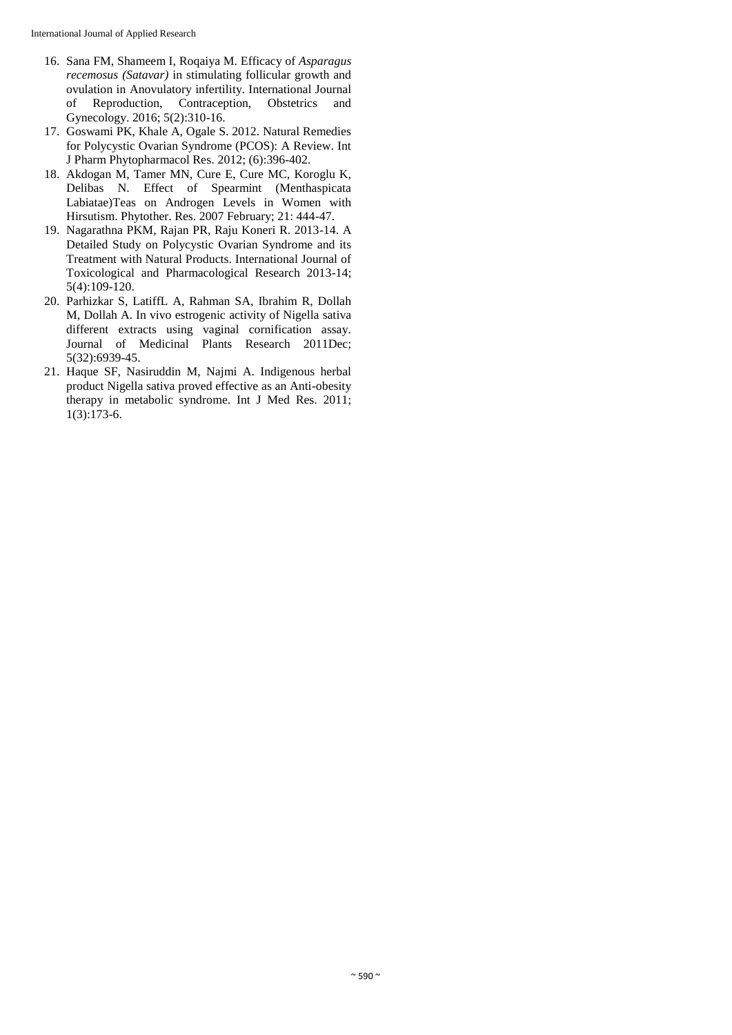16. Sana FM, Shameem I, Roqaiya M. Efficacy of *Asparagus recemosus (Satavar)* in stimulating follicular growth and ovulation in Anovulatory infertility. International Journal of Reproduction, Contraception, Obstetrics and Gynecology. 2016; 5(2):310-16.
17. Goswami PK, Khale A, Ogale S. 2012. Natural Remedies for Polycystic Ovarian Syndrome (PCOS): A Review. Int J Pharm Phytopharmacol Res. 2012; (6):396-402.
18. Akdogan M, Tamer MN, Cure E, Cure MC, Koroglu K, Delibas N. Effect of Spearmint (Menthaspicata Labiatae)Teas on Androgen Levels in Women with Hirsutism. Phytother. Res. 2007 February; 21: 444-47.
19. Nagarathna PKM, Rajan PR, Raju Koneri R. 2013-14. A Detailed Study on Polycystic Ovarian Syndrome and its Treatment with Natural Products. International Journal of Toxicological and Pharmacological Research 2013-14; 5(4):109-120.
20. Parhizkar S, LatiffL A, Rahman SA, Ibrahim R, Dollah M, Dollah A. In vivo estrogenic activity of Nigella sativa different extracts using vaginal cornification assay. Journal of Medicinal Plants Research 2011Dec; 5(32):6939-45.
21. Haque SF, Nasiruddin M, Najmi A. Indigenous herbal product Nigella sativa proved effective as an Anti-obesity therapy in metabolic syndrome. Int J Med Res. 2011; 1(3):173-6.